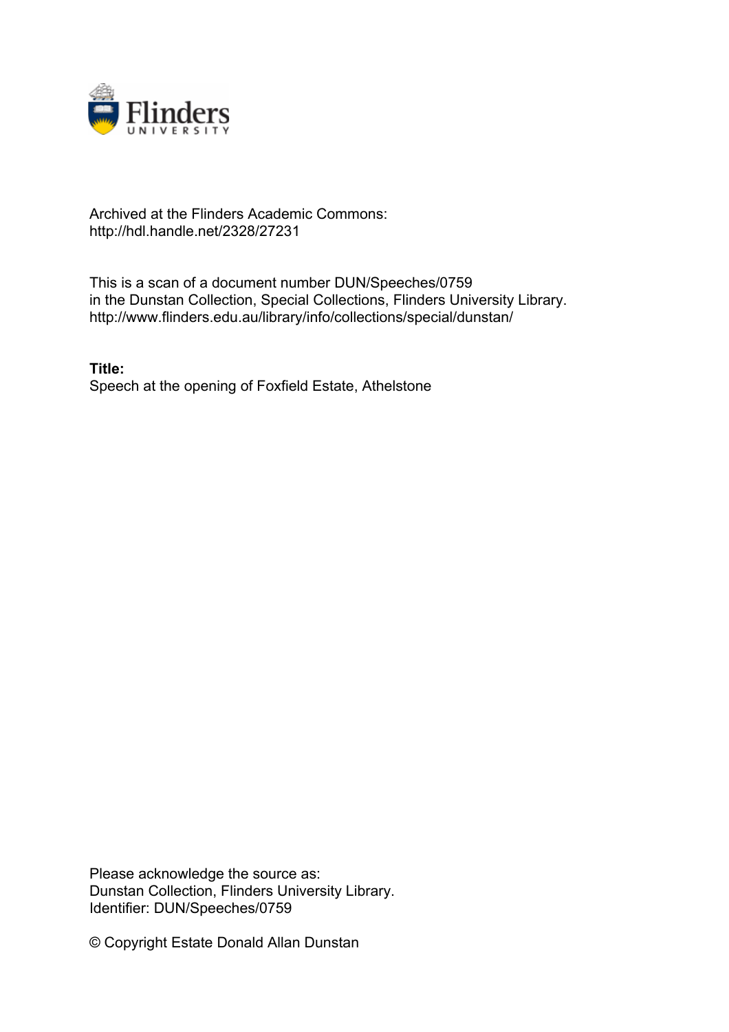Archived at the Flinders Academic Commons:
http://hdl.handle.net/2328/27231

This is a scan of a document number DUN/Speeches/0759
in the Dunstan Collection, Special Collections, Flinders University Library.
http://www.flinders.edu.au/library/info/collections/special/dunstan/

**Title:**
Speech at the opening of Foxfield Estate, Athelstone

Please acknowledge the source as:
Dunstan Collection, Flinders University Library.
Identifier: DUN/Speeches/0759

© Copyright Estate Donald Allan Dunstan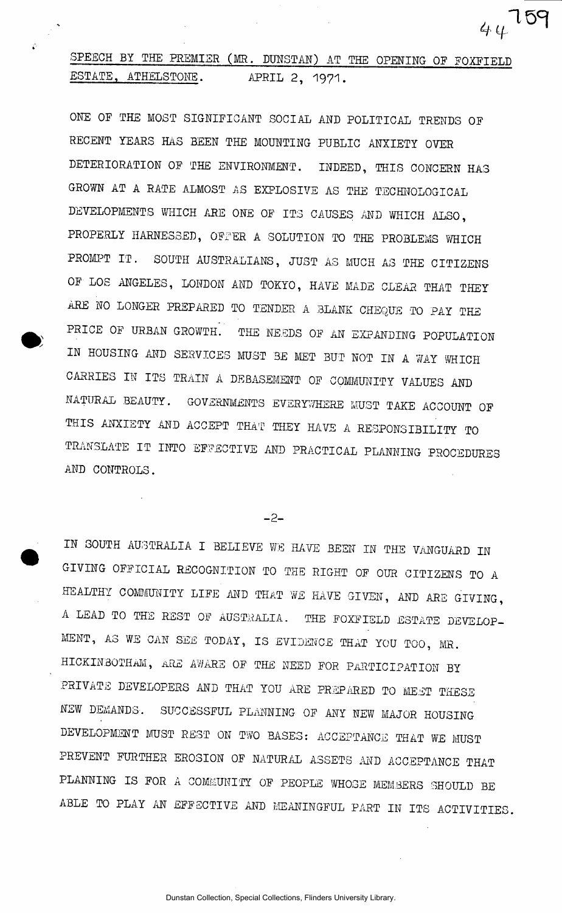SPEECH BY THE PREMIER (MR. DUNSTAN) AT THE OPENING OF FOXFIELD ESTATE, ATHELSTONE. APRIL 2, 1971.

ONE OF THE MOST SIGNIFICANT SOCIAL AND POLITICAL TRENDS OF RECENT YEARS HAS BEEN THE MOUNTING PUBLIC ANXIETY OVER DETERIORATION OF THE ENVIRONMENT. INDEED, THIS CONCERN HAS GROWN AT A RATE ALMOST AS EXPLOSIVE AS THE TECHNOLOGICAL DEVELOPMENTS WHICH ARE ONE OF ITS CAUSES AND WHICH ALSO, PROPERLY HARNESSED, OFFER A SOLUTION TO THE PROBLEMS WHICH PROMPT IT. SOUTH AUSTRALIANS, JUST AS MUCH AS THE CITIZENS OF LOS ANGELES, LONDON AND TOKYO, HAVE MADE CLEAR THAT THEY ARE NO LONGER PREPARED TO TENDER A BLANK CHEQUE TO PAY THE PRICE OF URBAN GROWTH. THE NEEDS OF AN EXPANDING POPULATION IN HOUSING AND SERVICES MUST BE MET BUT NOT IN A WAY WHICH CARRIES IN ITS TRAIN A DEBASEMENT OF COMMUNITY VALUES AND NATURAL BEAUTY. GOVERNMENTS EVERYWHERE MUST TAKE ACCOUNT OF THIS ANXIETY AND ACCEPT THAT THEY HAVE A RESPONSIBILITY TO TRANSLATE IT INTO EFFECTIVE AND PRACTICAL PLANNING PROCEDURES AND CONTROLS.

IN SOUTH AUSTRALIA I BELIEVE WE HAVE BEEN IN THE VANGUARD IN GIVING OFFICIAL RECOGNITION TO THE RIGHT OF OUR CITIZENS TO A HEALTHY COMMUNITY LIFE AND THAT WE HAVE GIVEN, AND ARE GIVING, A LEAD TO THE REST OF AUSTRALIA. THE FOXFIELD ESTATE DEVELOPMENT, AS WE CAN SEE TODAY, IS EVIDENCE THAT YOU TOO, MR. HICKINBOTHAM, ARE AWARE OF THE NEED FOR PARTICIPATION BY PRIVATE DEVELOPERS AND THAT YOU ARE PREPARED TO MEET THESE NEW DEMANDS. SUCCESSFUL PLANNING OF ANY NEW MAJOR HOUSING DEVELOPMENT MUST REST ON TWO BASES: ACCEPTANCE THAT WE MUST PREVENT FURTHER EROSION OF NATURAL ASSETS AND ACCEPTANCE THAT PLANNING IS FOR A COMMUNITY OF PEOPLE WHOSE MEMBERS SHOULD BE ABLE TO PLAY AN EFFECTIVE AND MEANINGFUL PART IN ITS ACTIVITIES.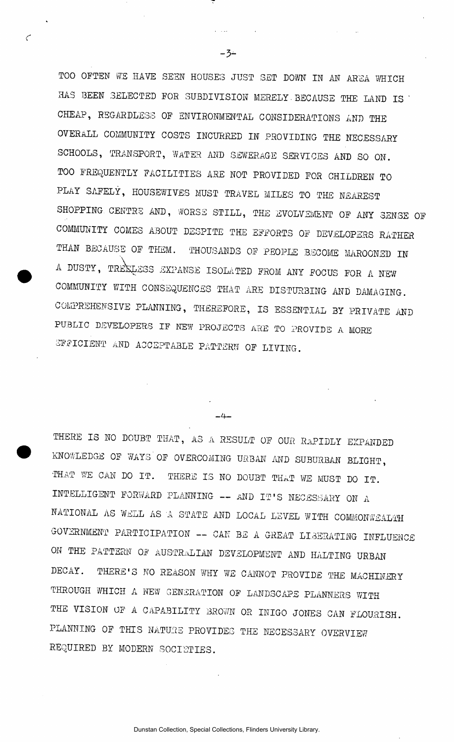TOO OFTEN WE HAVE SEEN HOUSES JUST SET DOWN IN AN AREA WHICH HAS BEEN SELECTED FOR SUBDIVISION MERELY BECAUSE THE LAND IS CHEAP, REGARDLESS OF ENVIRONMENTAL CONSIDERATIONS AND THE OVERALL COMMUNITY COSTS INCURRED IN PROVIDING THE NECESSARY SCHOOLS, TRANSPORT, WATER AND SEWERAGE SERVICES AND SO ON. TOO FREQUENTLY FACILITIES ARE NOT PROVIDED FOR CHILDREN TO PLAY SAFELY, HOUSEWIVES MUST TRAVEL MILES TO THE NEAREST SHOPPING CENTRE AND, WORSE STILL, THE EVOLVEMENT OF ANY SENSE OF COMMUNITY COMES ABOUT DESPITE THE EFFORTS OF DEVELOPERS RATHER THAN BECAUSE OF THEM. THOUSANDS OF PEOPLE BECOME MAROONED IN A DUSTY, TREELESS EXPANSE ISOLATED FROM ANY FOCUS FOR A NEW COMMUNITY WITH CONSEQUENCES THAT ARE DISTURBING AND DAMAGING. COMPREHENSIVE PLANNING, THEREFORE, IS ESSENTIAL BY PRIVATE AND PUBLIC DEVELOPERS IF NEW PROJECTS ARE TO PROVIDE A MORE EFFICIENT AND ACCEPTABLE PATTERN OF LIVING.

-4-

THERE IS NO DOUBT THAT, AS A RESULT OF OUR RAPIDLY EXPANDED KNOWLEDGE OF WAYS OF OVERCOMING URBAN AND SUBURBAN BLIGHT, THAT WE CAN DO IT. THERE IS NO DOUBT THAT WE MUST DO IT. INTELLIGENT FORWARD PLANNING -- AND IT'S NECESSARY ON A NATIONAL AS WELL AS A STATE AND LOCAL LEVEL WITH COMMONWEALTH GOVERNMENT PARTICIPATION -- CAN BE A GREAT LIBERATING INFLUENCE ON THE PATTERN OF AUSTRALIAN DEVELOPMENT AND HALTING URBAN DECAY. THERE'S NO REASON WHY WE CANNOT PROVIDE THE MACHINERY THROUGH WHICH A NEW GENERATION OF LANDSCAPE PLANNERS WITH THE VISION OF A CAPABILITY BROWN OR INIGO JONES CAN FLOURISH. PLANNING OF THIS NATURE PROVIDES THE NECESSARY OVERVIEW REQUIRED BY MODERN SOCIETIES.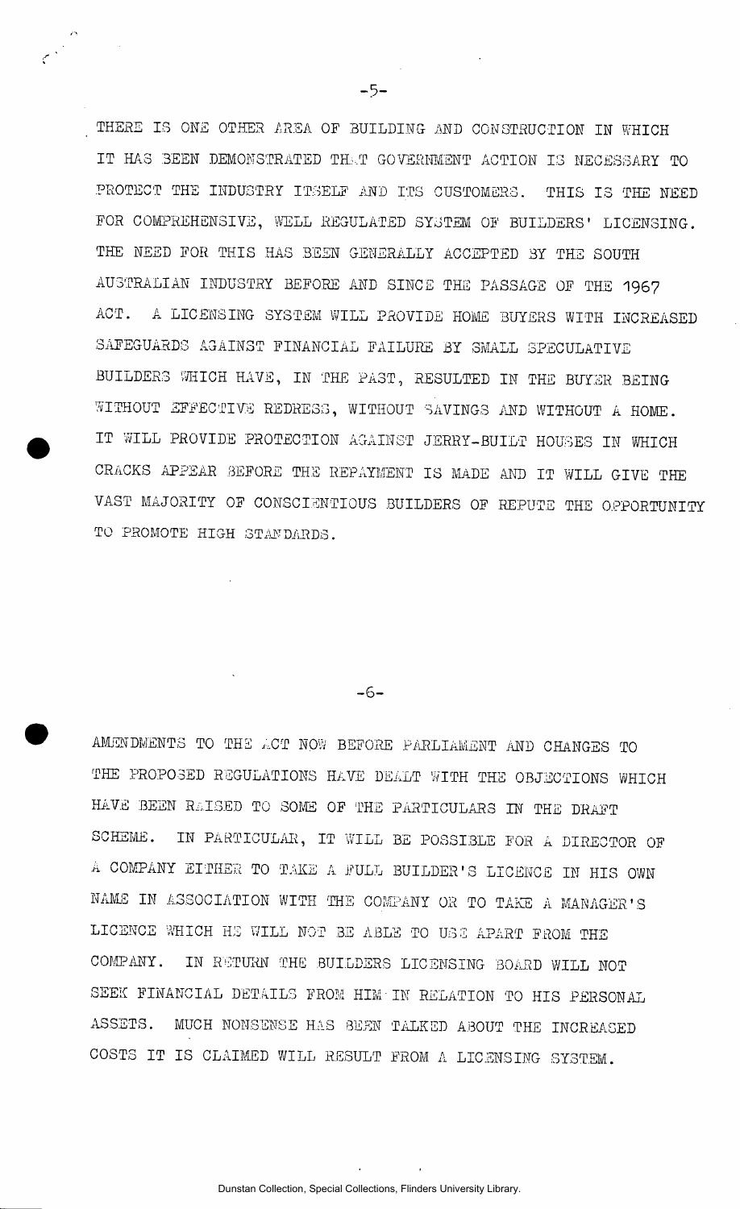THERE IS ONE OTHER AREA OF BUILDING AND CONSTRUCTION IN WHICH IT HAS BEEN DEMONSTRATED THAT GOVERNMENT ACTION IS NECESSARY TO PROTECT THE INDUSTRY ITSELF AND ITS CUSTOMERS. THIS IS THE NEED FOR COMPREHENSIVE, WELL REGULATED SYSTEM OF BUILDERS' LICENSING. THE NEED FOR THIS HAS BEEN GENERALLY ACCEPTED BY THE SOUTH AUSTRALIAN INDUSTRY BEFORE AND SINCE THE PASSAGE OF THE 1967 ACT. A LICENSING SYSTEM WILL PROVIDE HOME BUYERS WITH INCREASED SAFEGUARDS AGAINST FINANCIAL FAILURE BY SMALL SPECULATIVE BUILDERS WHICH HAVE, IN THE PAST, RESULTED IN THE BUYER BEING WITHOUT EFFECTIVE REDRESS, WITHOUT SAVINGS AND WITHOUT A HOME. IT WILL PROVIDE PROTECTION AGAINST JERRY-BUILT HOUSES IN WHICH CRACKS APPEAR BEFORE THE REPAYMENT IS MADE AND IT WILL GIVE THE VAST MAJORITY OF CONSCIENTIOUS BUILDERS OF REPUTE THE OPPORTUNITY TO PROMOTE HIGH STANDARDS.

-6-

AMENDMENTS TO THE ACT NOW BEFORE PARLIAMENT AND CHANGES TO THE PROPOSED REGULATIONS HAVE DEALT WITH THE OBJECTIONS WHICH HAVE BEEN RAISED TO SOME OF THE PARTICULARS IN THE DRAFT SCHEME. IN PARTICULAR, IT WILL BE POSSIBLE FOR A DIRECTOR OF A COMPANY EITHER TO TAKE A FULL BUILDER'S LICENCE IN HIS OWN NAME IN ASSOCIATION WITH THE COMPANY OR TO TAKE A MANAGER'S LICENCE WHICH HE WILL NOT BE ABLE TO USE APART FROM THE COMPANY. IN RETURN THE BUILDERS LICENSING BOARD WILL NOT SEEK FINANCIAL DETAILS FROM HIM IN RELATION TO HIS PERSONAL ASSETS. MUCH NONSENSE HAS BEEN TALKED ABOUT THE INCREASED COSTS IT IS CLAIMED WILL RESULT FROM A LICENSING SYSTEM.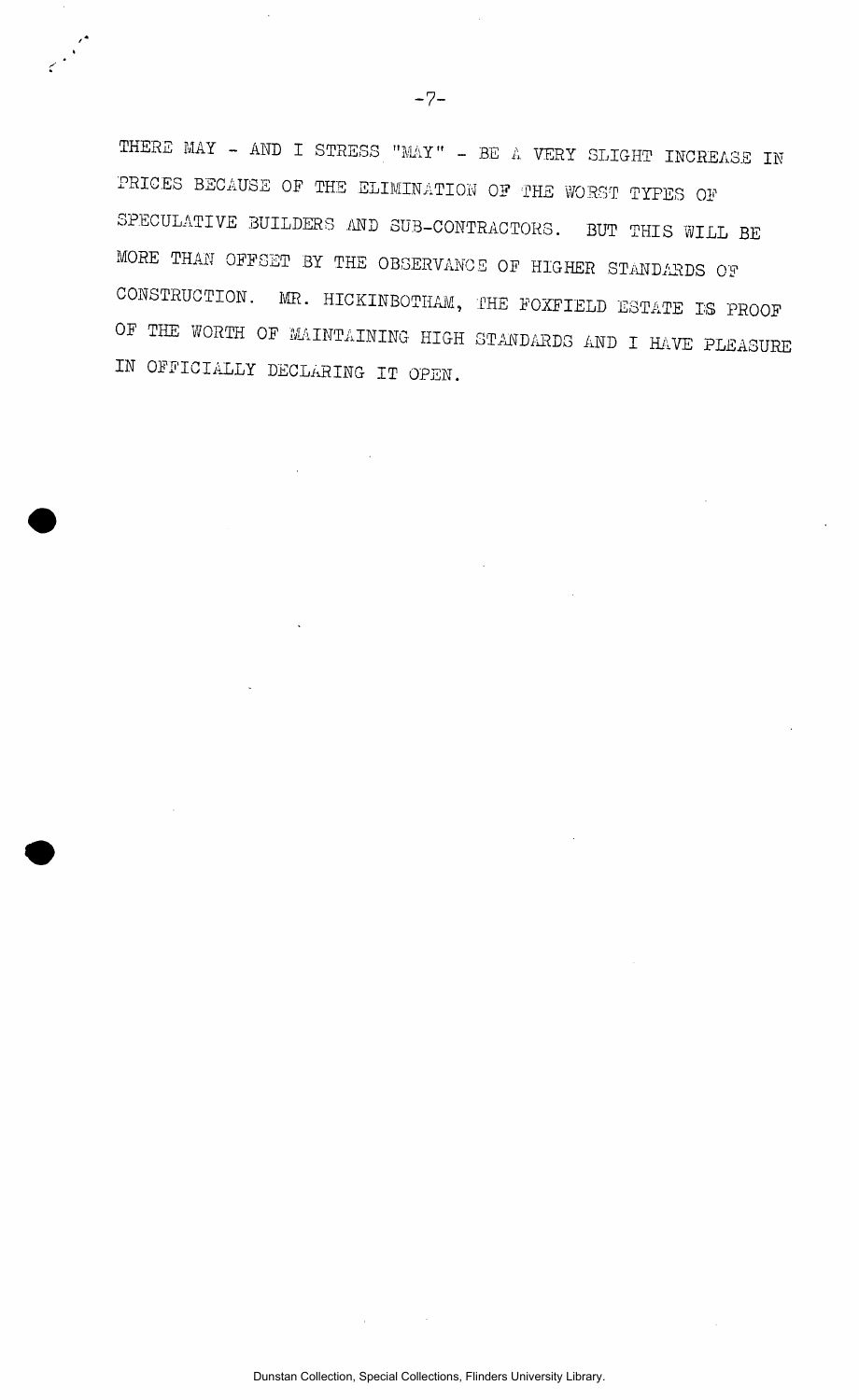THERE MAY - AND I STRESS "MAY" - BE A VERY SLIGHT INCREASE IN PRICES BECAUSE OF THE ELIMINATION OF THE WORST TYPES OF SPECULATIVE BUILDERS AND SUB-CONTRACTORS. BUT THIS WILL BE MORE THAN OFFSET BY THE OBSERVANCE OF HIGHER STANDARDS OF CONSTRUCTION. MR. HICKINBOTHAM, THE FOXFIELD ESTATE IS PROOF OF THE WORTH OF MAINTAINING HIGH STANDARDS AND I HAVE PLEASURE IN OFFICIALLY DECLARING IT OPEN.

Dunstan Collection, Special Collections, Flinders University Library.